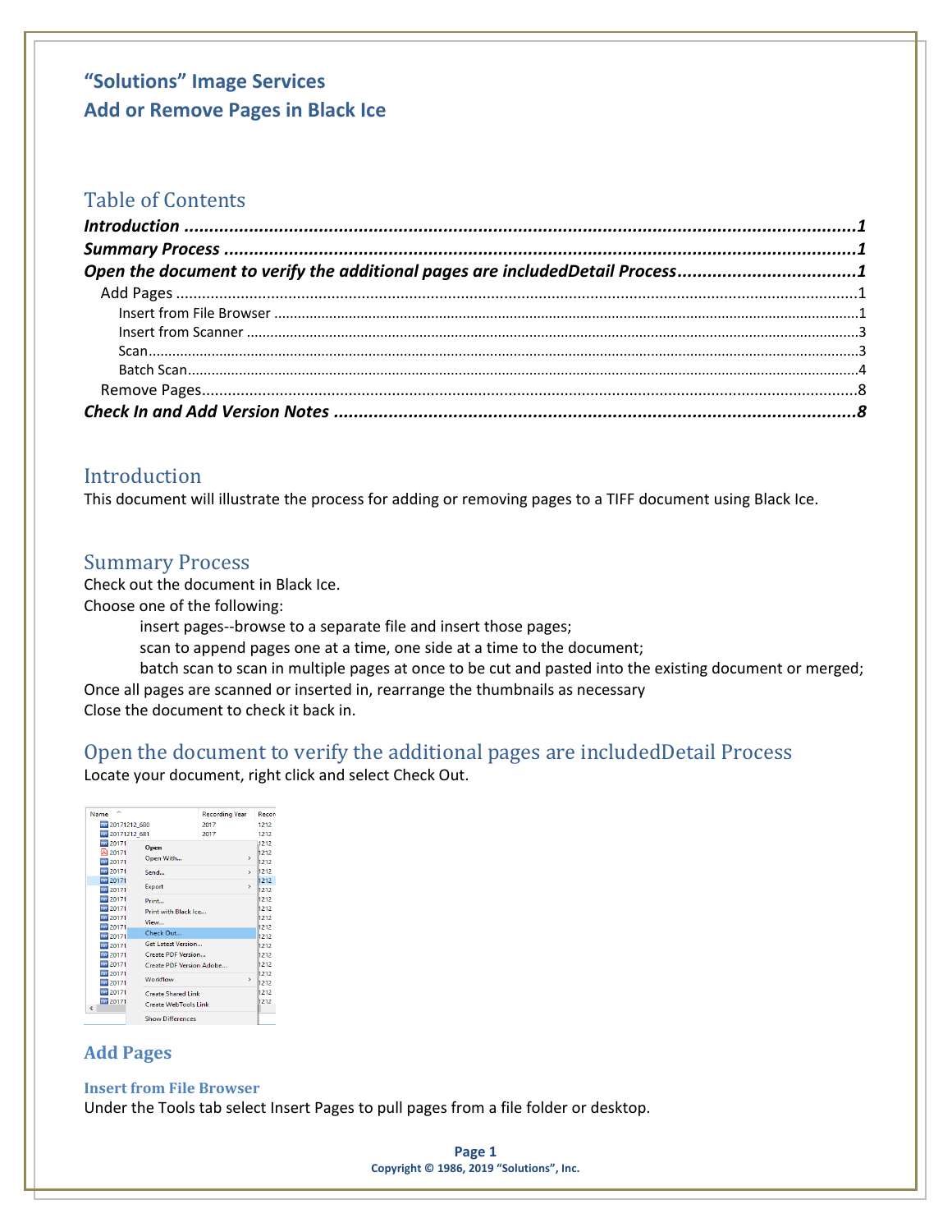# "Solutions" Image Services
# Add or Remove Pages in Black Ice

## Table of Contents

***Introduction*** ......................................................................................................................................... **1**
***Summary Process*** ................................................................................................................................. **1**
***Open the document to verify the additional pages are includedDetail Process*** ................................... **1**
 Add Pages ............................................................................................................................................. 1
  Insert from File Browser ..................................................................................................................... 1
  Insert from Scanner ............................................................................................................................ 3
  Scan..................................................................................................................................................... 3
  Batch Scan............................................................................................................................................ 4
 Remove Pages......................................................................................................................................... 8
***Check In and Add Version Notes*** ............................................................................................................ **8**

## Introduction

This document will illustrate the process for adding or removing pages to a TIFF document using Black Ice.

## Summary Process

Check out the document in Black Ice.
Choose one of the following:

> insert pages--browse to a separate file and insert those pages;
> scan to append pages one at a time, one side at a time to the document;
> batch scan to scan in multiple pages at once to be cut and pasted into the existing document or merged;

Once all pages are scanned or inserted in, rearrange the thumbnails as necessary
Close the document to check it back in.

## Open the document to verify the additional pages are includedDetail Process

Locate your document, right click and select Check Out.

### Add Pages

#### Insert from File Browser

Under the Tools tab select Insert Pages to pull pages from a file folder or desktop.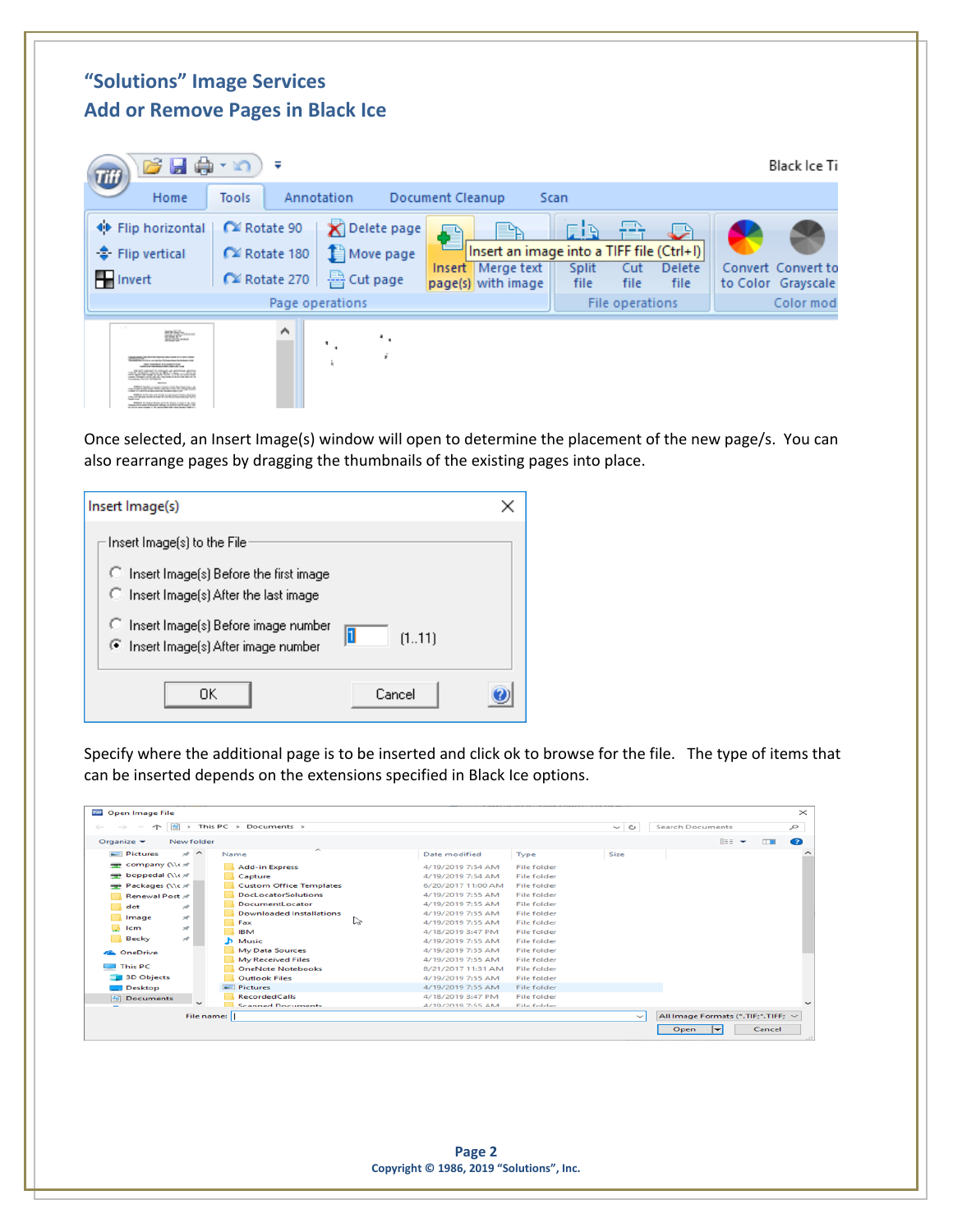## "Solutions" Image Services
## Add or Remove Pages in Black Ice

Once selected, an Insert Image(s) window will open to determine the placement of the new page/s. You can also rearrange pages by dragging the thumbnails of the existing pages into place.

Specify where the additional page is to be inserted and click ok to browse for the file. The type of items that can be inserted depends on the extensions specified in Black Ice options.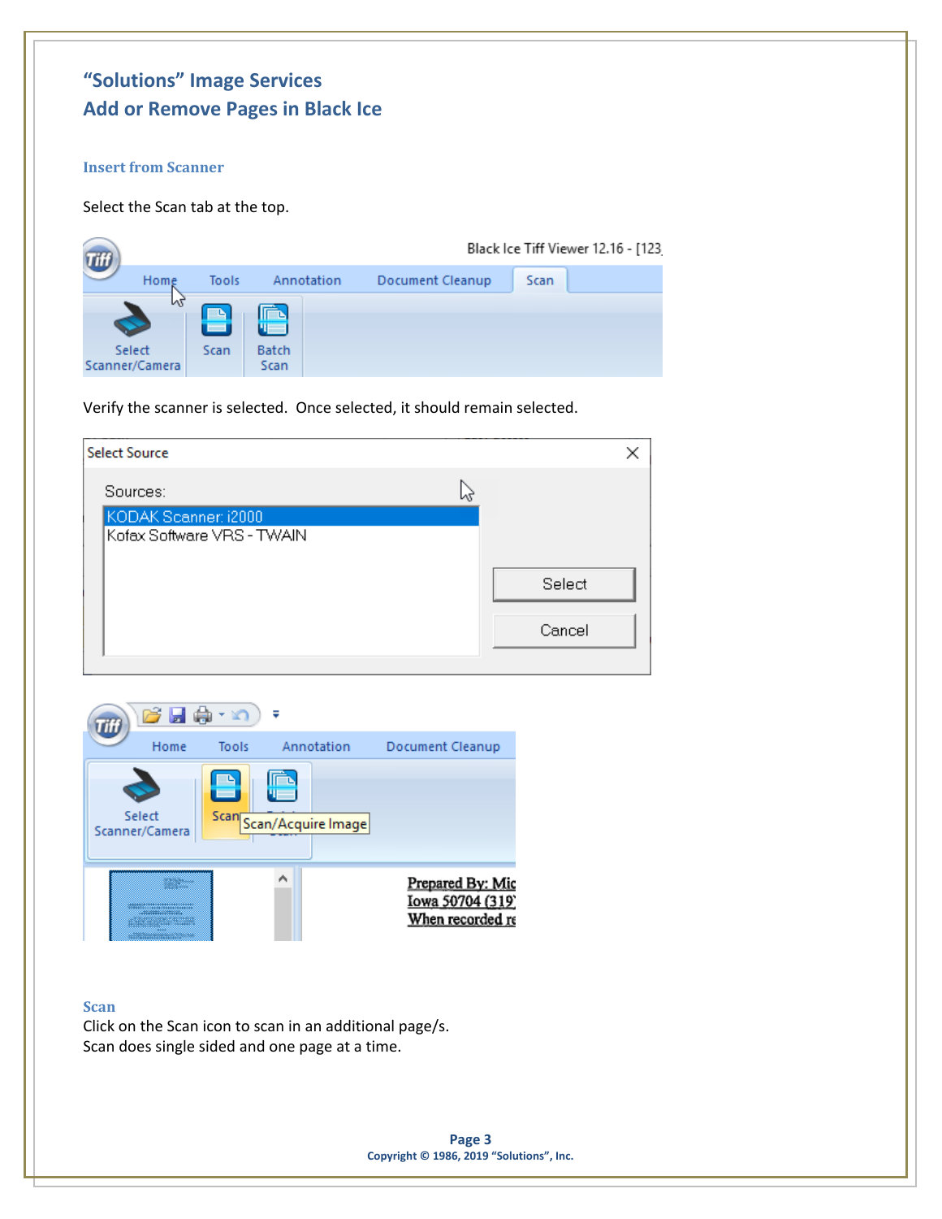# "Solutions" Image Services
# Add or Remove Pages in Black Ice

### Insert from Scanner

Select the Scan tab at the top.

Verify the scanner is selected. Once selected, it should remain selected.

### Scan

Click on the Scan icon to scan in an additional page/s.
Scan does single sided and one page at a time.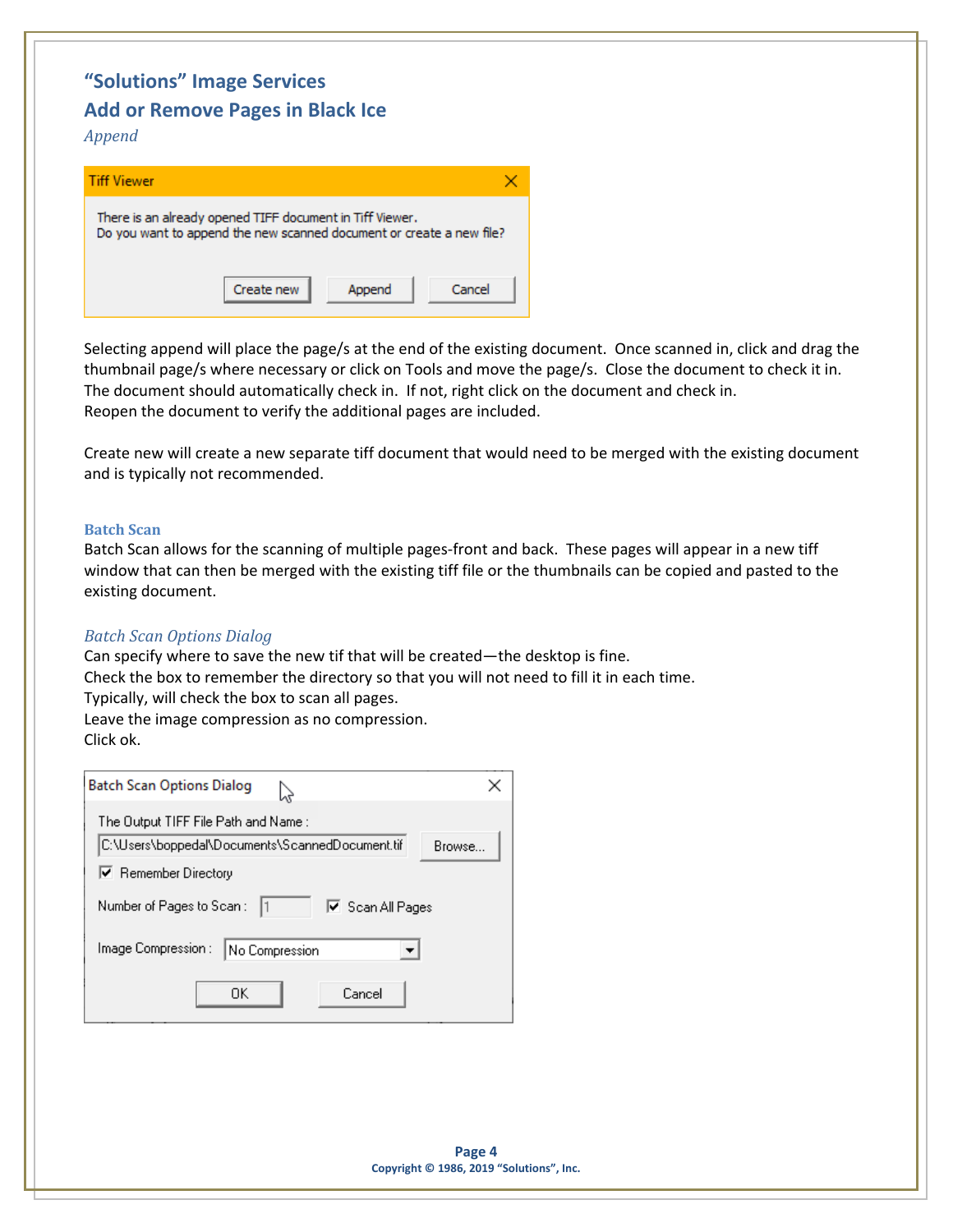# "Solutions" Image Services

## Add or Remove Pages in Black Ice

*Append*

Selecting append will place the page/s at the end of the existing document. Once scanned in, click and drag the thumbnail page/s where necessary or click on Tools and move the page/s. Close the document to check it in. The document should automatically check in. If not, right click on the document and check in.
Reopen the document to verify the additional pages are included.

Create new will create a new separate tiff document that would need to be merged with the existing document and is typically not recommended.

### Batch Scan

Batch Scan allows for the scanning of multiple pages-front and back. These pages will appear in a new tiff window that can then be merged with the existing tiff file or the thumbnails can be copied and pasted to the existing document.

*Batch Scan Options Dialog*

Can specify where to save the new tif that will be created—the desktop is fine.
Check the box to remember the directory so that you will not need to fill it in each time.
Typically, will check the box to scan all pages.
Leave the image compression as no compression.
Click ok.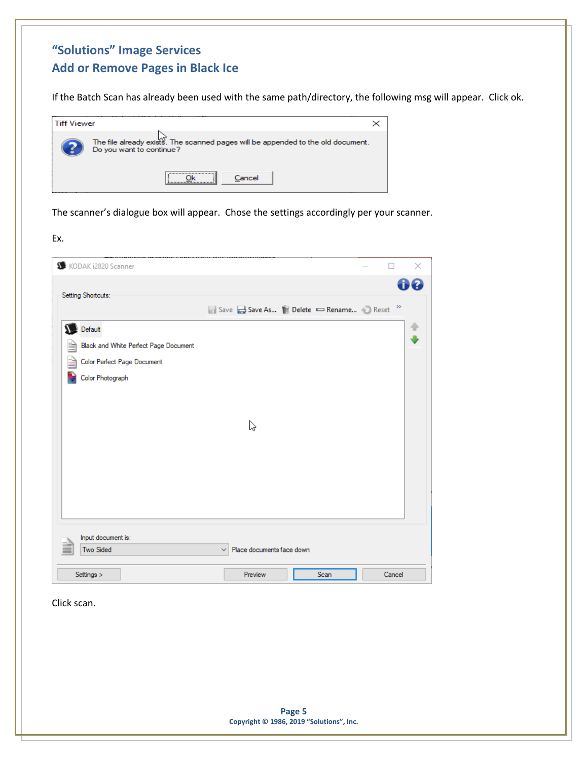## "Solutions" Image Services
## Add or Remove Pages in Black Ice

If the Batch Scan has already been used with the same path/directory, the following msg will appear. Click ok.

The scanner's dialogue box will appear. Chose the settings accordingly per your scanner.

Ex.

Click scan.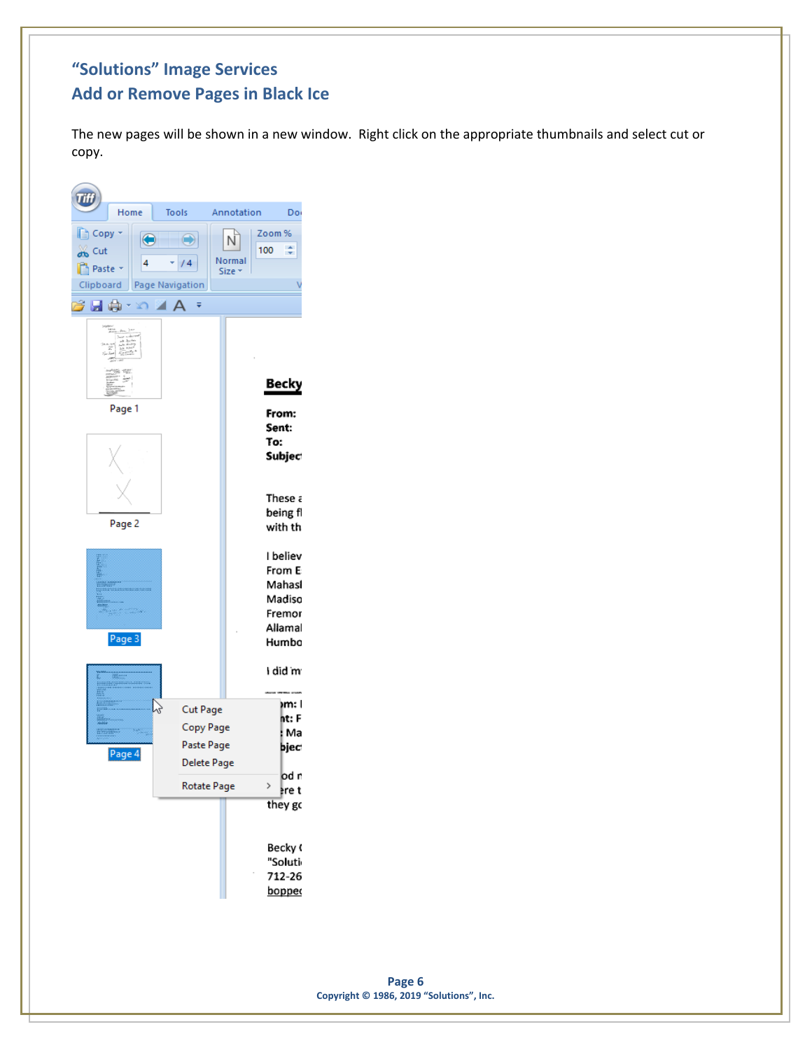# "Solutions" Image Services
## Add or Remove Pages in Black Ice

The new pages will be shown in a new window. Right click on the appropriate thumbnails and select cut or copy.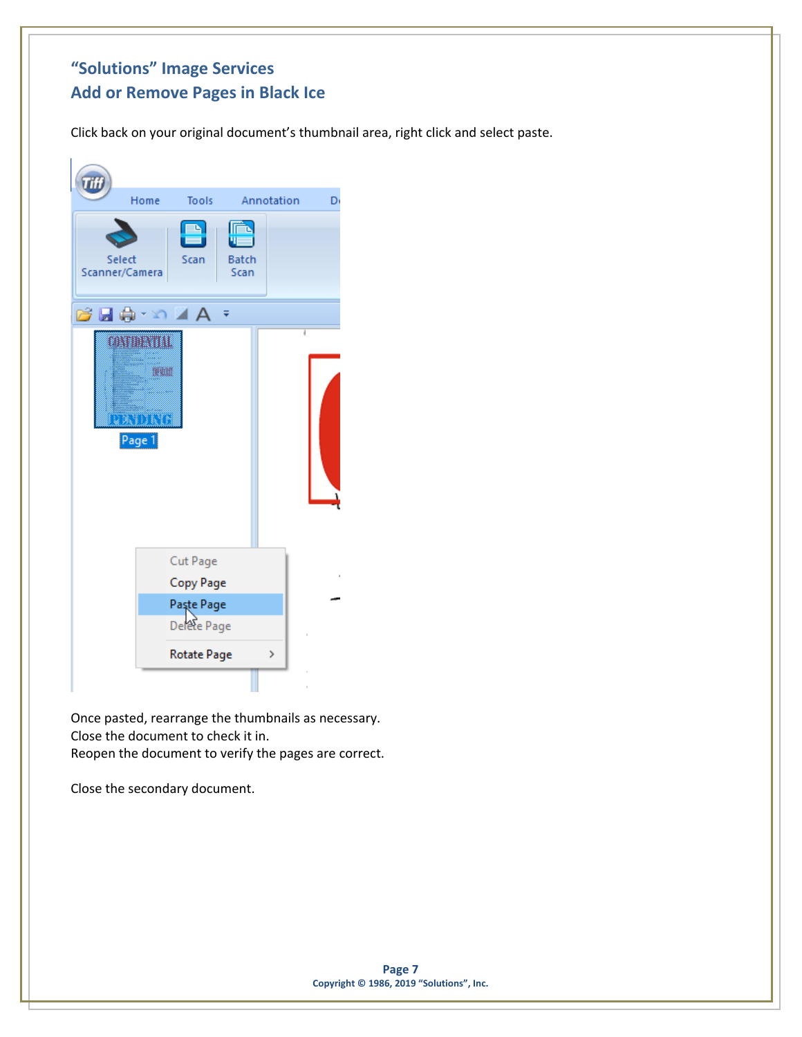## "Solutions" Image Services
## Add or Remove Pages in Black Ice

Click back on your original document's thumbnail area, right click and select paste.

Once pasted, rearrange the thumbnails as necessary.
Close the document to check it in.
Reopen the document to verify the pages are correct.

Close the secondary document.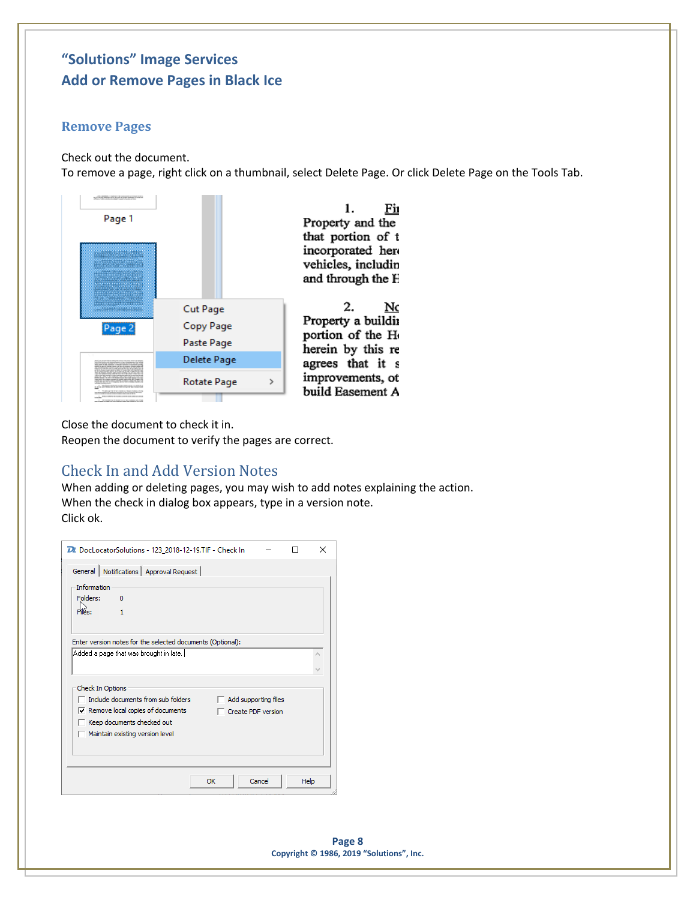# "Solutions" Image Services
# Add or Remove Pages in Black Ice

## Remove Pages

Check out the document.
To remove a page, right click on a thumbnail, select Delete Page. Or click Delete Page on the Tools Tab.

Close the document to check it in.
Reopen the document to verify the pages are correct.

## Check In and Add Version Notes

When adding or deleting pages, you may wish to add notes explaining the action.
When the check in dialog box appears, type in a version note.
Click ok.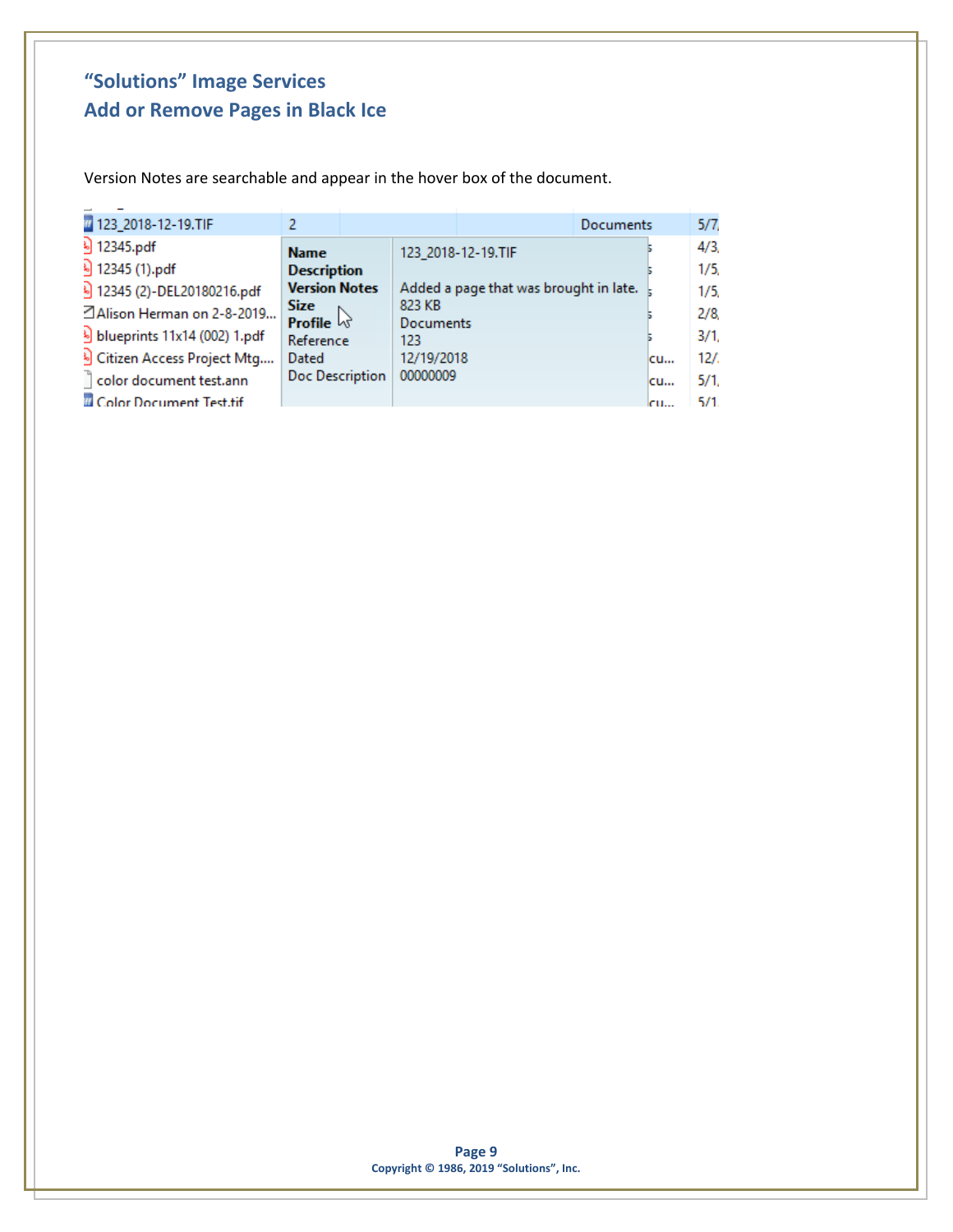Version Notes are searchable and appear in the hover box of the document.